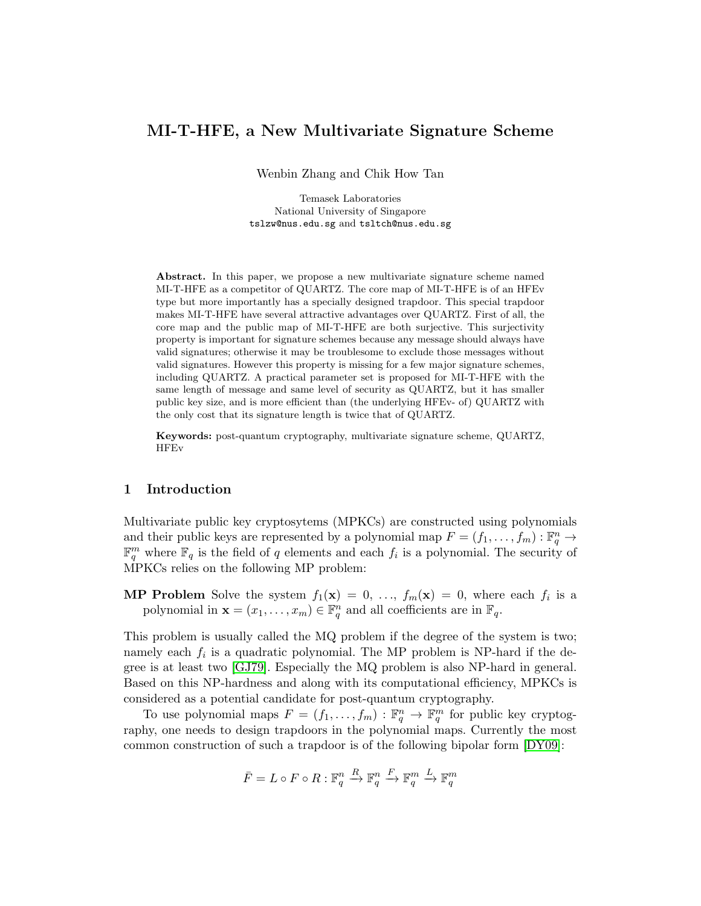# MI-T-HFE, a New Multivariate Signature Scheme

Wenbin Zhang and Chik How Tan

Temasek Laboratories
National University of Singapore
tslzw@nus.edu.sg and tsltch@nus.edu.sg

**Abstract.** In this paper, we propose a new multivariate signature scheme named MI-T-HFE as a competitor of QUARTZ. The core map of MI-T-HFE is of an HFEv type but more importantly has a specially designed trapdoor. This special trapdoor makes MI-T-HFE have several attractive advantages over QUARTZ. First of all, the core map and the public map of MI-T-HFE are both surjective. This surjectivity property is important for signature schemes because any message should always have valid signatures; otherwise it may be troublesome to exclude those messages without valid signatures. However this property is missing for a few major signature schemes, including QUARTZ. A practical parameter set is proposed for MI-T-HFE with the same length of message and same level of security as QUARTZ, but it has smaller public key size, and is more efficient than (the underlying HFEv- of) QUARTZ with the only cost that its signature length is twice that of QUARTZ.

**Keywords:** post-quantum cryptography, multivariate signature scheme, QUARTZ, HFEv

## 1 Introduction

Multivariate public key cryptosyetems (MPKCs) are constructed using polynomials and their public keys are represented by a polynomial map $F = (f_1, \dots, f_m) : \mathbb{F}_q^n \to \mathbb{F}_q^m$ where $\mathbb{F}_q$ is the field of $q$ elements and each $f_i$ is a polynomial. The security of MPKCs relies on the following MP problem:

**MP Problem** Solve the system $f_1(\mathbf{x}) = 0, \dots, f_m(\mathbf{x}) = 0$, where each $f_i$ is a polynomial in $\mathbf{x} = (x_1, \dots, x_m) \in \mathbb{F}_q^n$ and all coefficients are in $\mathbb{F}_q$.

This problem is usually called the MQ problem if the degree of the system is two; namely each $f_i$ is a quadratic polynomial. The MP problem is NP-hard if the degree is at least two [GJ79]. Especially the MQ problem is also NP-hard in general. Based on this NP-hardness and along with its computational efficiency, MPKCs is considered as a potential candidate for post-quantum cryptography.

To use polynomial maps $F = (f_1, \dots, f_m) : \mathbb{F}_q^n \to \mathbb{F}_q^m$ for public key cryptography, one needs to design trapdoors in the polynomial maps. Currently the most common construction of such a trapdoor is of the following bipolar form [DY09]:

$$\bar{F} = L \circ F \circ R : \mathbb{F}_q^n \xrightarrow{R} \mathbb{F}_q^n \xrightarrow{F} \mathbb{F}_q^m \xrightarrow{L} \mathbb{F}_q^m$$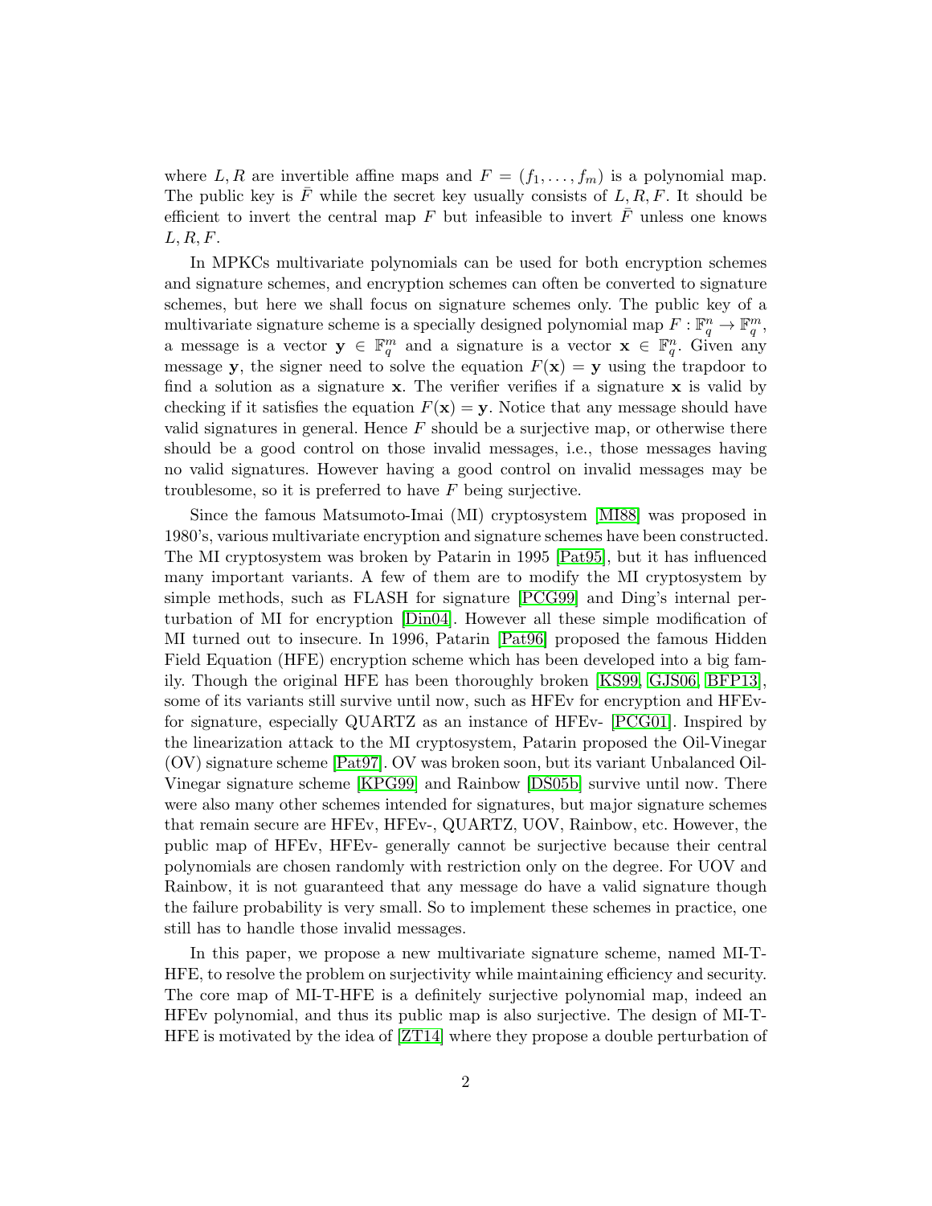where $L, R$ are invertible affine maps and $F = (f_1, \ldots, f_m)$ is a polynomial map. The public key is $\bar{F}$ while the secret key usually consists of $L, R, F$. It should be efficient to invert the central map $F$ but infeasible to invert $\bar{F}$ unless one knows $L, R, F$.

In MPKCs multivariate polynomials can be used for both encryption schemes and signature schemes, and encryption schemes can often be converted to signature schemes, but here we shall focus on signature schemes only. The public key of a multivariate signature scheme is a specially designed polynomial map $F : \mathbb{F}_q^n \to \mathbb{F}_q^m$, a message is a vector $\mathbf{y} \in \mathbb{F}_q^m$ and a signature is a vector $\mathbf{x} \in \mathbb{F}_q^n$. Given any message $\mathbf{y}$, the signer need to solve the equation $F(\mathbf{x}) = \mathbf{y}$ using the trapdoor to find a solution as a signature $\mathbf{x}$. The verifier verifies if a signature $\mathbf{x}$ is valid by checking if it satisfies the equation $F(\mathbf{x}) = \mathbf{y}$. Notice that any message should have valid signatures in general. Hence $F$ should be a surjective map, or otherwise there should be a good control on those invalid messages, i.e., those messages having no valid signatures. However having a good control on invalid messages may be troublesome, so it is preferred to have $F$ being surjective.

Since the famous Matsumoto-Imai (MI) cryptosystem [MI88] was proposed in 1980's, various multivariate encryption and signature schemes have been constructed. The MI cryptosystem was broken by Patarin in 1995 [Pat95], but it has influenced many important variants. A few of them are to modify the MI cryptosystem by simple methods, such as FLASH for signature [PCG99] and Ding's internal perturbation of MI for encryption [Din04]. However all these simple modification of MI turned out to insecure. In 1996, Patarin [Pat96] proposed the famous Hidden Field Equation (HFE) encryption scheme which has been developed into a big family. Though the original HFE has been thoroughly broken [KS99, GJS06, BFP13], some of its variants still survive until now, such as HFEv for encryption and HFEv- for signature, especially QUARTZ as an instance of HFEv- [PCG01]. Inspired by the linearization attack to the MI cryptosystem, Patarin proposed the Oil-Vinegar (OV) signature scheme [Pat97]. OV was broken soon, but its variant Unbalanced Oil-Vinegar signature scheme [KPG99] and Rainbow [DS05b] survive until now. There were also many other schemes intended for signatures, but major signature schemes that remain secure are HFEv, HFEv-, QUARTZ, UOV, Rainbow, etc. However, the public map of HFEv, HFEv- generally cannot be surjective because their central polynomials are chosen randomly with restriction only on the degree. For UOV and Rainbow, it is not guaranteed that any message do have a valid signature though the failure probability is very small. So to implement these schemes in practice, one still has to handle those invalid messages.

In this paper, we propose a new multivariate signature scheme, named MI-T-HFE, to resolve the problem on surjectivity while maintaining efficiency and security. The core map of MI-T-HFE is a definitely surjective polynomial map, indeed an HFEv polynomial, and thus its public map is also surjective. The design of MI-T-HFE is motivated by the idea of [ZT14] where they propose a double perturbation of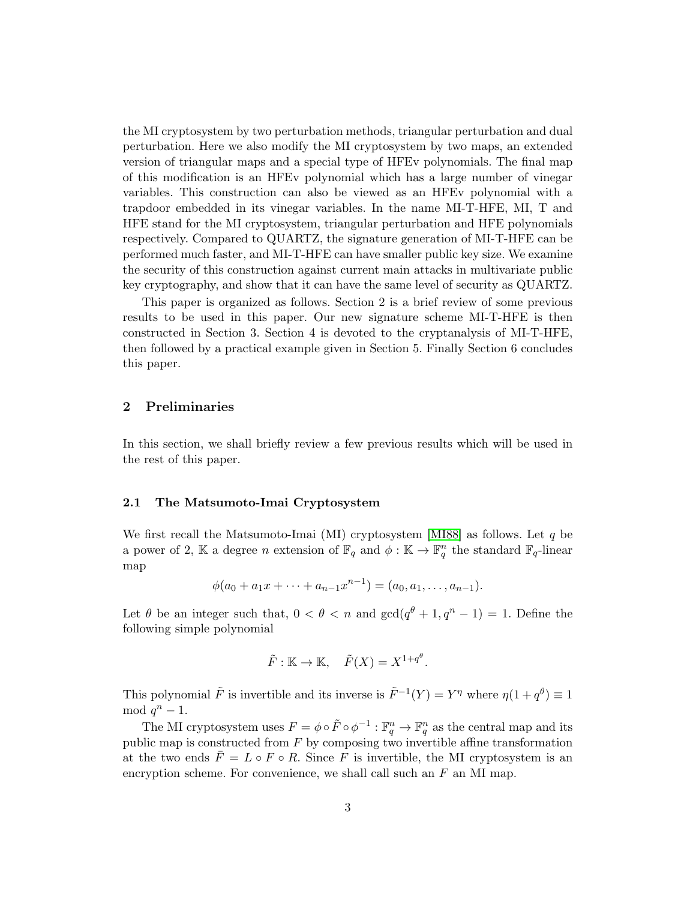the MI cryptosystem by two perturbation methods, triangular perturbation and dual perturbation. Here we also modify the MI cryptosystem by two maps, an extended version of triangular maps and a special type of HFEv polynomials. The final map of this modification is an HFEv polynomial which has a large number of vinegar variables. This construction can also be viewed as an HFEv polynomial with a trapdoor embedded in its vinegar variables. In the name MI-T-HFE, MI, T and HFE stand for the MI cryptosystem, triangular perturbation and HFE polynomials respectively. Compared to QUARTZ, the signature generation of MI-T-HFE can be performed much faster, and MI-T-HFE can have smaller public key size. We examine the security of this construction against current main attacks in multivariate public key cryptography, and show that it can have the same level of security as QUARTZ.

This paper is organized as follows. Section 2 is a brief review of some previous results to be used in this paper. Our new signature scheme MI-T-HFE is then constructed in Section 3. Section 4 is devoted to the cryptanalysis of MI-T-HFE, then followed by a practical example given in Section 5. Finally Section 6 concludes this paper.

## 2 Preliminaries

In this section, we shall briefly review a few previous results which will be used in the rest of this paper.

### 2.1 The Matsumoto-Imai Cryptosystem

We first recall the Matsumoto-Imai (MI) cryptosystem [MI88] as follows. Let $q$ be a power of 2, $\mathbb{K}$ a degree $n$ extension of $\mathbb{F}_q$ and $\phi : \mathbb{K} \to \mathbb{F}_q^n$ the standard $\mathbb{F}_q$-linear map

$$\phi(a_0 + a_1 x + \cdots + a_{n-1}x^{n-1}) = (a_0, a_1, \ldots, a_{n-1}).$$

Let $\theta$ be an integer such that, $0 < \theta < n$ and $\gcd(q^\theta + 1, q^n - 1) = 1$. Define the following simple polynomial

$$\tilde{F} : \mathbb{K} \to \mathbb{K}, \quad \tilde{F}(X) = X^{1+q^\theta}.$$

This polynomial $\tilde{F}$ is invertible and its inverse is $\tilde{F}^{-1}(Y) = Y^\eta$ where $\eta(1 + q^\theta) \equiv 1 \mod q^n - 1$.

The MI cryptosystem uses $F = \phi \circ \tilde{F} \circ \phi^{-1} : \mathbb{F}_q^n \to \mathbb{F}_q^n$ as the central map and its public map is constructed from $F$ by composing two invertible affine transformation at the two ends $\bar{F} = L \circ F \circ R$. Since $F$ is invertible, the MI cryptosystem is an encryption scheme. For convenience, we shall call such an $F$ an MI map.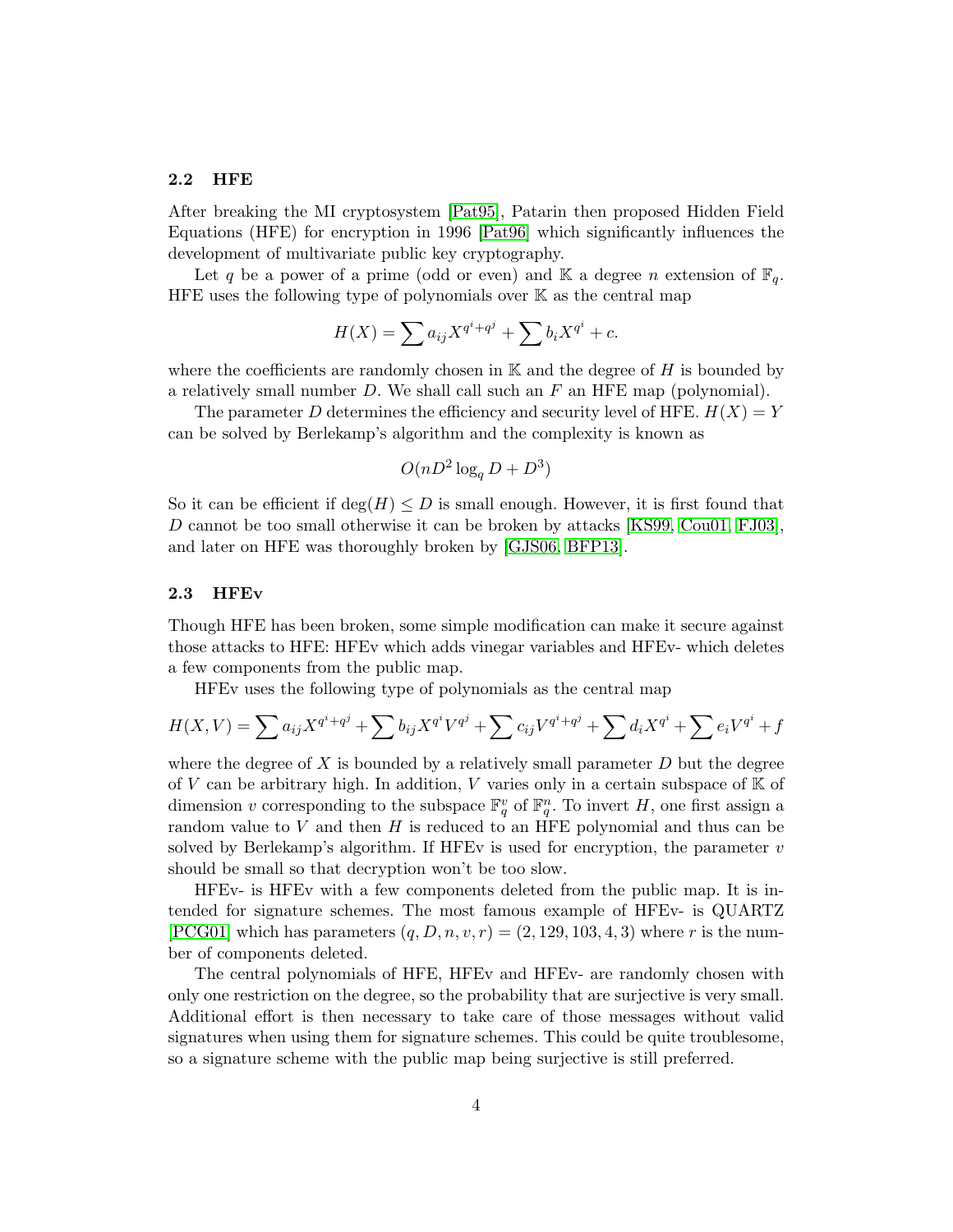### 2.2 HFE

After breaking the MI cryptosystem [Pat95], Patarin then proposed Hidden Field Equations (HFE) for encryption in 1996 [Pat96] which significantly influences the development of multivariate public key cryptography.

Let $q$ be a power of a prime (odd or even) and $\mathbb{K}$ a degree $n$ extension of $\mathbb{F}_q$. HFE uses the following type of polynomials over $\mathbb{K}$ as the central map

$$H(X) = \sum a_{ij} X^{q^i+q^j} + \sum b_i X^{q^i} + c.$$

where the coefficients are randomly chosen in $\mathbb{K}$ and the degree of $H$ is bounded by a relatively small number $D$. We shall call such an $F$ an HFE map (polynomial).

The parameter $D$ determines the efficiency and security level of HFE. $H(X) = Y$ can be solved by Berlekamp's algorithm and the complexity is known as

$$O(nD^2 \log_q D + D^3)$$

So it can be efficient if $\deg(H) \le D$ is small enough. However, it is first found that $D$ cannot be too small otherwise it can be broken by attacks [KS99, Cou01, FJ03], and later on HFE was thoroughly broken by [GJS06, BFP13].

### 2.3 HFEv

Though HFE has been broken, some simple modification can make it secure against those attacks to HFE: HFEv which adds vinegar variables and HFEv- which deletes a few components from the public map.

HFEv uses the following type of polynomials as the central map

$$H(X,V) = \sum a_{ij} X^{q^i+q^j} + \sum b_{ij} X^{q^i} V^{q^j} + \sum c_{ij} V^{q^i+q^j} + \sum d_i X^{q^i} + \sum e_i V^{q^i} + f$$

where the degree of $X$ is bounded by a relatively small parameter $D$ but the degree of $V$ can be arbitrary high. In addition, $V$ varies only in a certain subspace of $\mathbb{K}$ of dimension $v$ corresponding to the subspace $\mathbb{F}_q^v$ of $\mathbb{F}_q^n$. To invert $H$, one first assign a random value to $V$ and then $H$ is reduced to an HFE polynomial and thus can be solved by Berlekamp's algorithm. If HFEv is used for encryption, the parameter $v$ should be small so that decryption won't be too slow.

HFEv- is HFEv with a few components deleted from the public map. It is intended for signature schemes. The most famous example of HFEv- is QUARTZ [PCG01] which has parameters $(q, D, n, v, r) = (2, 129, 103, 4, 3)$ where $r$ is the number of components deleted.

The central polynomials of HFE, HFEv and HFEv- are randomly chosen with only one restriction on the degree, so the probability that are surjective is very small. Additional effort is then necessary to take care of those messages without valid signatures when using them for signature schemes. This could be quite troublesome, so a signature scheme with the public map being surjective is still preferred.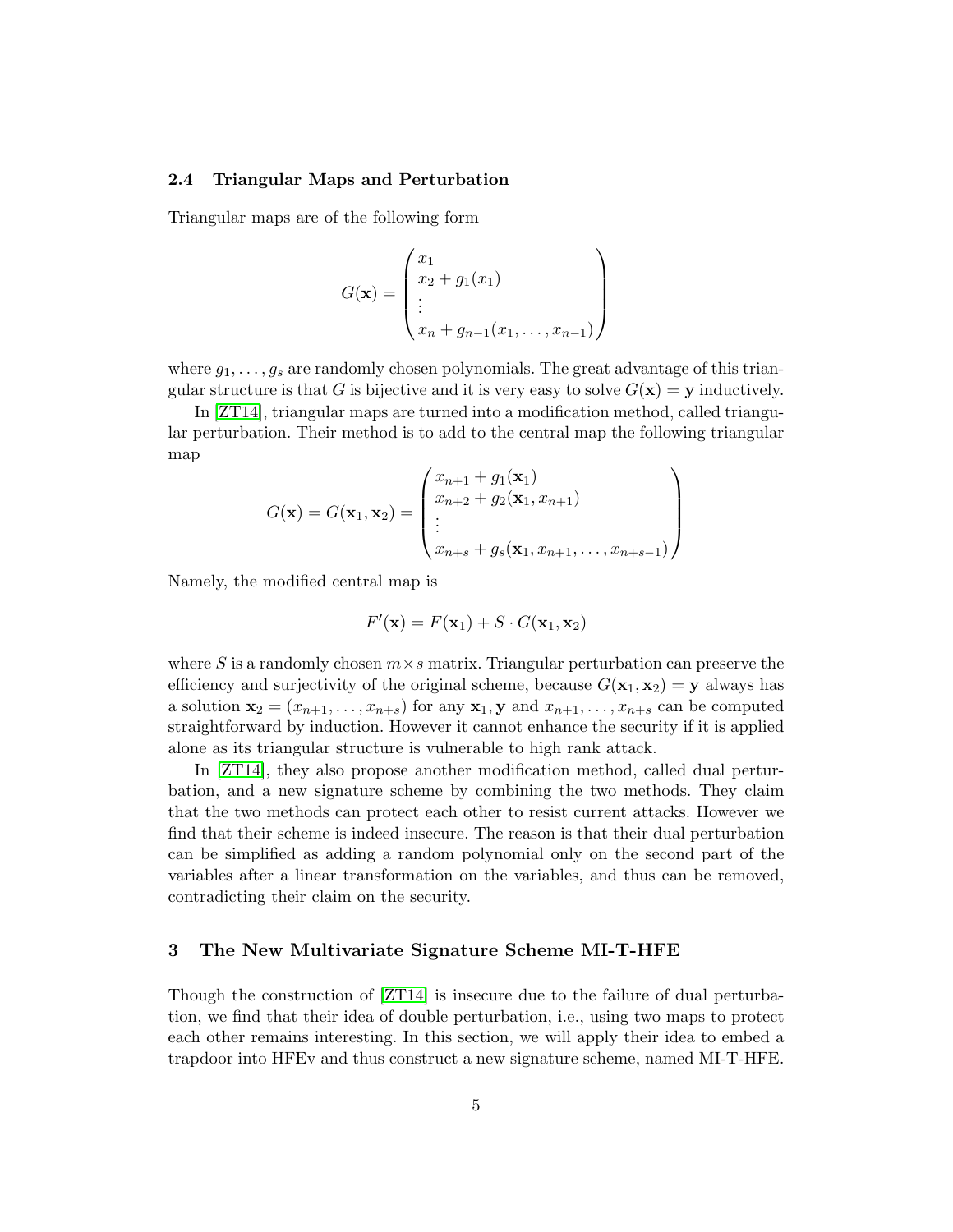### 2.4 Triangular Maps and Perturbation

Triangular maps are of the following form

$$G(\mathbf{x}) = \begin{pmatrix} x_1 \\ x_2 + g_1(x_1) \\ \vdots \\ x_n + g_{n-1}(x_1, \ldots, x_{n-1}) \end{pmatrix}$$

where $g_1, \ldots, g_s$ are randomly chosen polynomials. The great advantage of this triangular structure is that $G$ is bijective and it is very easy to solve $G(\mathbf{x}) = \mathbf{y}$ inductively.

In [ZT14], triangular maps are turned into a modification method, called triangular perturbation. Their method is to add to the central map the following triangular map

$$G(\mathbf{x}) = G(\mathbf{x}_1, \mathbf{x}_2) = \begin{pmatrix} x_{n+1} + g_1(\mathbf{x}_1) \\ x_{n+2} + g_2(\mathbf{x}_1, x_{n+1}) \\ \vdots \\ x_{n+s} + g_s(\mathbf{x}_1, x_{n+1}, \ldots, x_{n+s-1}) \end{pmatrix}$$

Namely, the modified central map is

$$F'(\mathbf{x}) = F(\mathbf{x}_1) + S \cdot G(\mathbf{x}_1, \mathbf{x}_2)$$

where $S$ is a randomly chosen $m \times s$ matrix. Triangular perturbation can preserve the efficiency and surjectivity of the original scheme, because $G(\mathbf{x}_1, \mathbf{x}_2) = \mathbf{y}$ always has a solution $\mathbf{x}_2 = (x_{n+1}, \ldots, x_{n+s})$ for any $\mathbf{x}_1, \mathbf{y}$ and $x_{n+1}, \ldots, x_{n+s}$ can be computed straightforward by induction. However it cannot enhance the security if it is applied alone as its triangular structure is vulnerable to high rank attack.

In [ZT14], they also propose another modification method, called dual perturbation, and a new signature scheme by combining the two methods. They claim that the two methods can protect each other to resist current attacks. However we find that their scheme is indeed insecure. The reason is that their dual perturbation can be simplified as adding a random polynomial only on the second part of the variables after a linear transformation on the variables, and thus can be removed, contradicting their claim on the security.

## 3 The New Multivariate Signature Scheme MI-T-HFE

Though the construction of [ZT14] is insecure due to the failure of dual perturbation, we find that their idea of double perturbation, i.e., using two maps to protect each other remains interesting. In this section, we will apply their idea to embed a trapdoor into HFEv and thus construct a new signature scheme, named MI-T-HFE.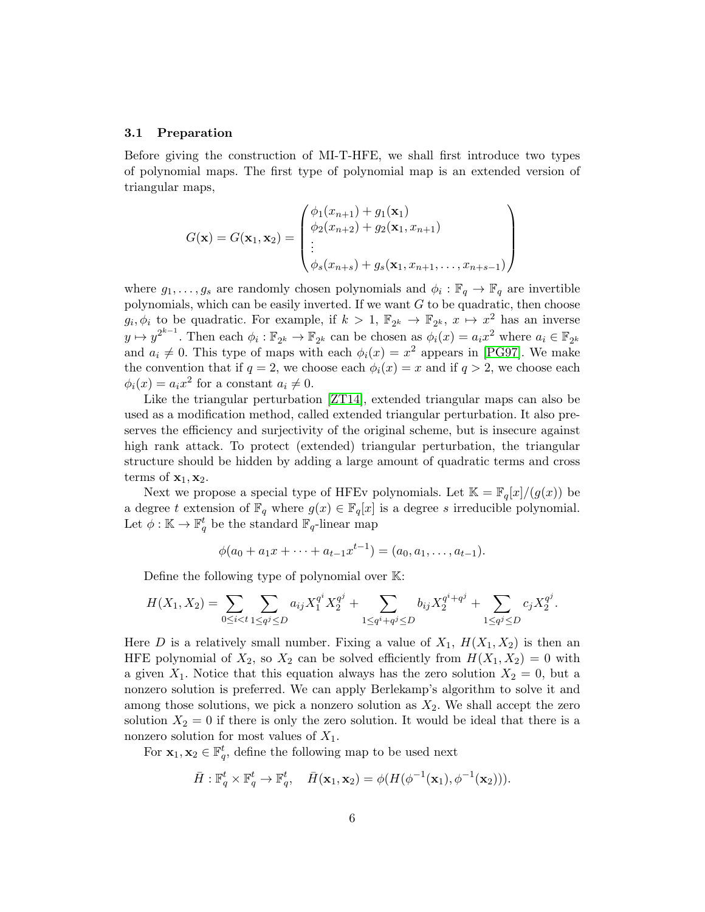### 3.1 Preparation

Before giving the construction of MI-T-HFE, we shall first introduce two types of polynomial maps. The first type of polynomial map is an extended version of triangular maps,

$$G(\mathbf{x}) = G(\mathbf{x}_1, \mathbf{x}_2) = \begin{pmatrix} \phi_1(x_{n+1}) + g_1(\mathbf{x}_1) \\ \phi_2(x_{n+2}) + g_2(\mathbf{x}_1, x_{n+1}) \\ \vdots \\ \phi_s(x_{n+s}) + g_s(\mathbf{x}_1, x_{n+1}, \dots, x_{n+s-1}) \end{pmatrix}$$

where $g_1, \dots, g_s$ are randomly chosen polynomials and $\phi_i : \mathbb{F}_q \to \mathbb{F}_q$ are invertible polynomials, which can be easily inverted. If we want $G$ to be quadratic, then choose $g_i, \phi_i$ to be quadratic. For example, if $k > 1$, $\mathbb{F}_{2^k} \to \mathbb{F}_{2^k}$, $x \mapsto x^2$ has an inverse $y \mapsto y^{2^{k-1}}$. Then each $\phi_i : \mathbb{F}_{2^k} \to \mathbb{F}_{2^k}$ can be chosen as $\phi_i(x) = a_i x^2$ where $a_i \in \mathbb{F}_{2^k}$ and $a_i \neq 0$. This type of maps with each $\phi_i(x) = x^2$ appears in [PG97]. We make the convention that if $q = 2$, we choose each $\phi_i(x) = x$ and if $q > 2$, we choose each $\phi_i(x) = a_i x^2$ for a constant $a_i \neq 0$.

Like the triangular perturbation [ZT14], extended triangular maps can also be used as a modification method, called extended triangular perturbation. It also preserves the efficiency and surjectivity of the original scheme, but is insecure against high rank attack. To protect (extended) triangular perturbation, the triangular structure should be hidden by adding a large amount of quadratic terms and cross terms of $\mathbf{x}_1, \mathbf{x}_2$.

Next we propose a special type of HFEv polynomials. Let $\mathbb{K} = \mathbb{F}_q[x]/(g(x))$ be a degree $t$ extension of $\mathbb{F}_q$ where $g(x) \in \mathbb{F}_q[x]$ is a degree $s$ irreducible polynomial. Let $\phi : \mathbb{K} \to \mathbb{F}_q^t$ be the standard $\mathbb{F}_q$-linear map

$$\phi(a_0 + a_1 x + \dots + a_{t-1} x^{t-1}) = (a_0, a_1, \dots, a_{t-1}).$$

Define the following type of polynomial over $\mathbb{K}$:

$$H(X_1, X_2) = \sum_{0 \le i < t} \sum_{1 \le q^j \le D} a_{ij} X_1^{q^i} X_2^{q^j} + \sum_{1 \le q^i + q^j \le D} b_{ij} X_2^{q^i + q^j} + \sum_{1 \le q^j \le D} c_j X_2^{q^j}.$$

Here $D$ is a relatively small number. Fixing a value of $X_1$, $H(X_1, X_2)$ is then an HFE polynomial of $X_2$, so $X_2$ can be solved efficiently from $H(X_1, X_2) = 0$ with a given $X_1$. Notice that this equation always has the zero solution $X_2 = 0$, but a nonzero solution is preferred. We can apply Berlekamp's algorithm to solve it and among those solutions, we pick a nonzero solution as $X_2$. We shall accept the zero solution $X_2 = 0$ if there is only the zero solution. It would be ideal that there is a nonzero solution for most values of $X_1$.

For $\mathbf{x}_1, \mathbf{x}_2 \in \mathbb{F}_q^t$, define the following map to be used next

$$\bar{H} : \mathbb{F}_q^t \times \mathbb{F}_q^t \to \mathbb{F}_q^t, \quad \bar{H}(\mathbf{x}_1, \mathbf{x}_2) = \phi(H(\phi^{-1}(\mathbf{x}_1), \phi^{-1}(\mathbf{x}_2))).$$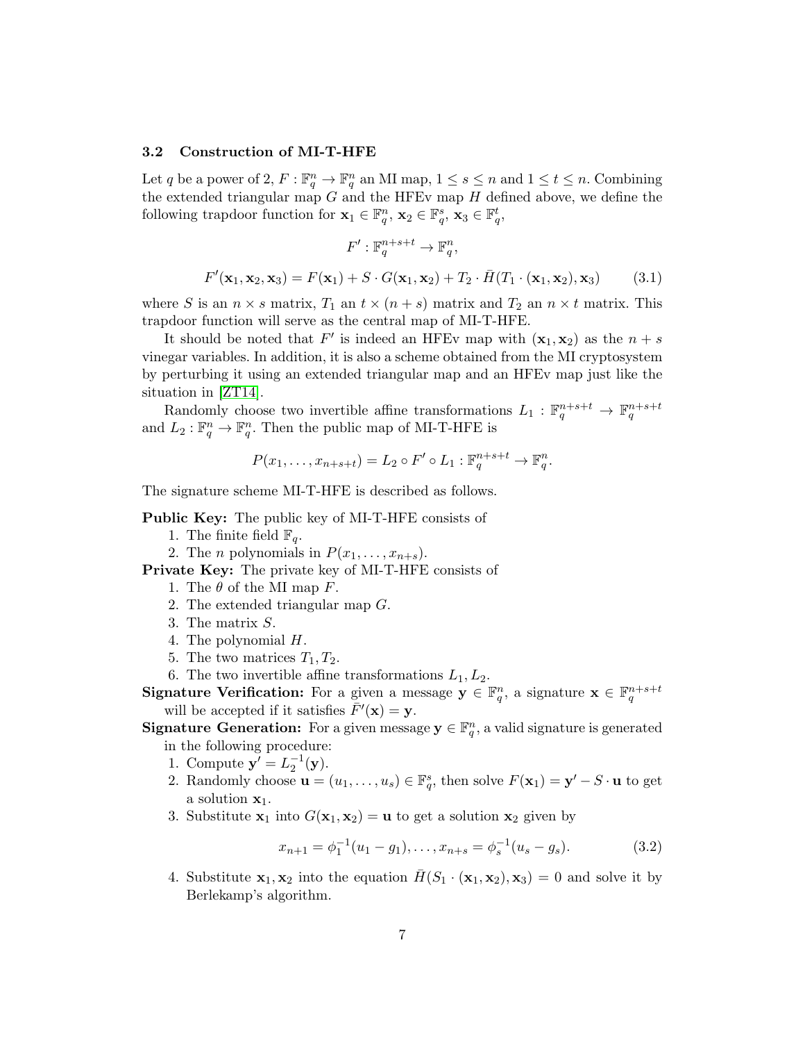### 3.2 Construction of MI-T-HFE

Let $q$ be a power of 2, $F : \mathbb{F}_q^n \to \mathbb{F}_q^n$ an MI map, $1 \le s \le n$ and $1 \le t \le n$. Combining the extended triangular map $G$ and the HFEv map $H$ defined above, we define the following trapdoor function for $\mathbf{x}_1 \in \mathbb{F}_q^n$, $\mathbf{x}_2 \in \mathbb{F}_q^s$, $\mathbf{x}_3 \in \mathbb{F}_q^t$,

$$F' : \mathbb{F}_q^{n+s+t} \to \mathbb{F}_q^n,$$

$$F'(\mathbf{x}_1, \mathbf{x}_2, \mathbf{x}_3) = F(\mathbf{x}_1) + S \cdot G(\mathbf{x}_1, \mathbf{x}_2) + T_2 \cdot \bar{H}(T_1 \cdot (\mathbf{x}_1, \mathbf{x}_2), \mathbf{x}_3) \tag{3.1}$$

where $S$ is an $n \times s$ matrix, $T_1$ an $t \times (n + s)$ matrix and $T_2$ an $n \times t$ matrix. This trapdoor function will serve as the central map of MI-T-HFE.

It should be noted that $F'$ is indeed an HFEv map with $(\mathbf{x}_1, \mathbf{x}_2)$ as the $n + s$ vinegar variables. In addition, it is also a scheme obtained from the MI cryptosystem by perturbing it using an extended triangular map and an HFEv map just like the situation in [ZT14].

Randomly choose two invertible affine transformations $L_1 : \mathbb{F}_q^{n+s+t} \to \mathbb{F}_q^{n+s+t}$ and $L_2 : \mathbb{F}_q^n \to \mathbb{F}_q^n$. Then the public map of MI-T-HFE is

$$P(x_1, \ldots, x_{n+s+t}) = L_2 \circ F' \circ L_1 : \mathbb{F}_q^{n+s+t} \to \mathbb{F}_q^n.$$

The signature scheme MI-T-HFE is described as follows.

**Public Key:** The public key of MI-T-HFE consists of

1. The finite field $\mathbb{F}_q$.
2. The $n$ polynomials in $P(x_1, \ldots, x_{n+s})$.

**Private Key:** The private key of MI-T-HFE consists of

1. The $\theta$ of the MI map $F$.
2. The extended triangular map $G$.
3. The matrix $S$.
4. The polynomial $H$.
5. The two matrices $T_1, T_2$.
6. The two invertible affine transformations $L_1, L_2$.

**Signature Verification:** For a given a message $\mathbf{y} \in \mathbb{F}_q^n$, a signature $\mathbf{x} \in \mathbb{F}_q^{n+s+t}$ will be accepted if it satisfies $\bar{F}'(\mathbf{x}) = \mathbf{y}$.

**Signature Generation:** For a given message $\mathbf{y} \in \mathbb{F}_q^n$, a valid signature is generated in the following procedure:

1. Compute $\mathbf{y}' = L_2^{-1}(\mathbf{y})$.
2. Randomly choose $\mathbf{u} = (u_1, \ldots, u_s) \in \mathbb{F}_q^s$, then solve $F(\mathbf{x}_1) = \mathbf{y}' - S \cdot \mathbf{u}$ to get a solution $\mathbf{x}_1$.
3. Substitute $\mathbf{x}_1$ into $G(\mathbf{x}_1, \mathbf{x}_2) = \mathbf{u}$ to get a solution $\mathbf{x}_2$ given by

$$x_{n+1} = \phi_1^{-1}(u_1 - g_1), \ldots, x_{n+s} = \phi_s^{-1}(u_s - g_s). \tag{3.2}$$

4. Substitute $\mathbf{x}_1, \mathbf{x}_2$ into the equation $\bar{H}(S_1 \cdot (\mathbf{x}_1, \mathbf{x}_2), \mathbf{x}_3) = 0$ and solve it by Berlekamp's algorithm.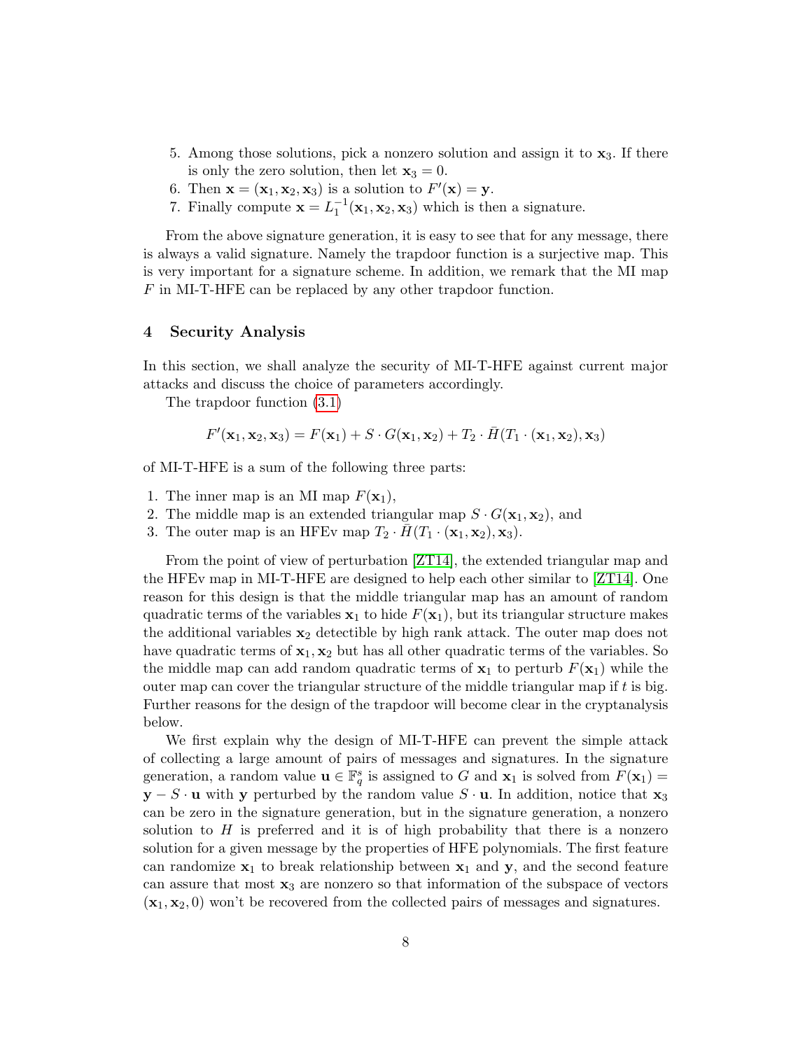5. Among those solutions, pick a nonzero solution and assign it to $\mathbf{x}_3$. If there is only the zero solution, then let $\mathbf{x}_3 = 0$.
6. Then $\mathbf{x} = (\mathbf{x}_1, \mathbf{x}_2, \mathbf{x}_3)$ is a solution to $F'(\mathbf{x}) = \mathbf{y}$.
7. Finally compute $\mathbf{x} = L_1^{-1}(\mathbf{x}_1, \mathbf{x}_2, \mathbf{x}_3)$ which is then a signature.

From the above signature generation, it is easy to see that for any message, there is always a valid signature. Namely the trapdoor function is a surjective map. This is very important for a signature scheme. In addition, we remark that the MI map $F$ in MI-T-HFE can be replaced by any other trapdoor function.

## 4 Security Analysis

In this section, we shall analyze the security of MI-T-HFE against current major attacks and discuss the choice of parameters accordingly.

The trapdoor function (3.1)

$$F'(\mathbf{x}_1, \mathbf{x}_2, \mathbf{x}_3) = F(\mathbf{x}_1) + S \cdot G(\mathbf{x}_1, \mathbf{x}_2) + T_2 \cdot \bar{H}(T_1 \cdot (\mathbf{x}_1, \mathbf{x}_2), \mathbf{x}_3)$$

of MI-T-HFE is a sum of the following three parts:

1. The inner map is an MI map $F(\mathbf{x}_1)$,
2. The middle map is an extended triangular map $S \cdot G(\mathbf{x}_1, \mathbf{x}_2)$, and
3. The outer map is an HFEv map $T_2 \cdot \bar{H}(T_1 \cdot (\mathbf{x}_1, \mathbf{x}_2), \mathbf{x}_3)$.

From the point of view of perturbation [ZT14], the extended triangular map and the HFEv map in MI-T-HFE are designed to help each other similar to [ZT14]. One reason for this design is that the middle triangular map has an amount of random quadratic terms of the variables $\mathbf{x}_1$ to hide $F(\mathbf{x}_1)$, but its triangular structure makes the additional variables $\mathbf{x}_2$ detectible by high rank attack. The outer map does not have quadratic terms of $\mathbf{x}_1, \mathbf{x}_2$ but has all other quadratic terms of the variables. So the middle map can add random quadratic terms of $\mathbf{x}_1$ to perturb $F(\mathbf{x}_1)$ while the outer map can cover the triangular structure of the middle triangular map if $t$ is big. Further reasons for the design of the trapdoor will become clear in the cryptanalysis below.

We first explain why the design of MI-T-HFE can prevent the simple attack of collecting a large amount of pairs of messages and signatures. In the signature generation, a random value $\mathbf{u} \in \mathbb{F}_q^s$ is assigned to $G$ and $\mathbf{x}_1$ is solved from $F(\mathbf{x}_1) = \mathbf{y} - S \cdot \mathbf{u}$ with $\mathbf{y}$ perturbed by the random value $S \cdot \mathbf{u}$. In addition, notice that $\mathbf{x}_3$ can be zero in the signature generation, but in the signature generation, a nonzero solution to $H$ is preferred and it is of high probability that there is a nonzero solution for a given message by the properties of HFE polynomials. The first feature can randomize $\mathbf{x}_1$ to break relationship between $\mathbf{x}_1$ and $\mathbf{y}$, and the second feature can assure that most $\mathbf{x}_3$ are nonzero so that information of the subspace of vectors $(\mathbf{x}_1, \mathbf{x}_2, 0)$ won't be recovered from the collected pairs of messages and signatures.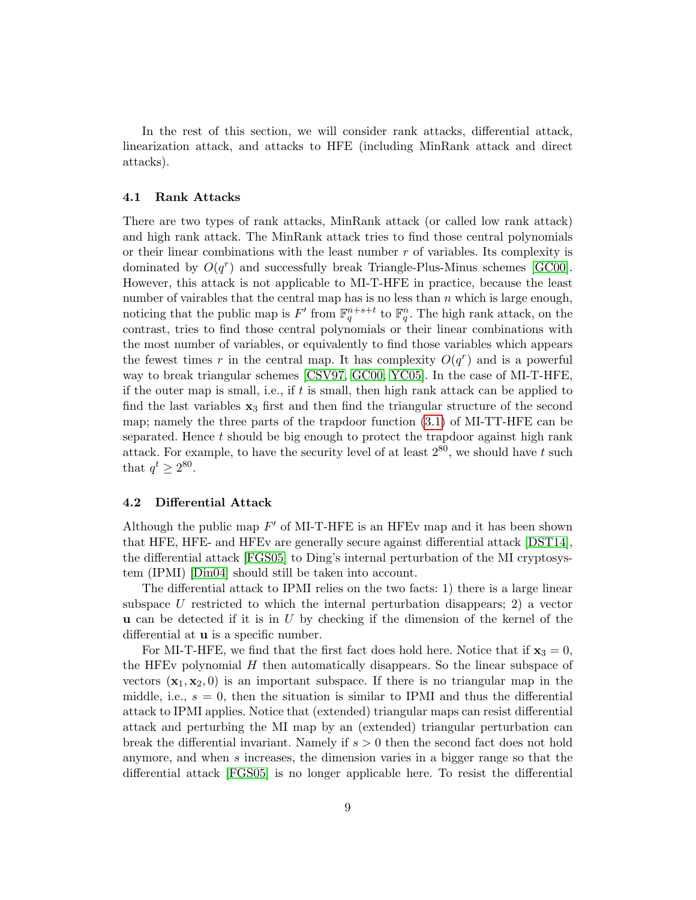In the rest of this section, we will consider rank attacks, differential attack, linearization attack, and attacks to HFE (including MinRank attack and direct attacks).

### 4.1 Rank Attacks

There are two types of rank attacks, MinRank attack (or called low rank attack) and high rank attack. The MinRank attack tries to find those central polynomials or their linear combinations with the least number $r$ of variables. Its complexity is dominated by $O(q^r)$ and successfully break Triangle-Plus-Minus schemes [GC00]. However, this attack is not applicable to MI-T-HFE in practice, because the least number of vairables that the central map has is no less than $n$ which is large enough, noticing that the public map is $F'$ from $\mathbb{F}_q^{n+s+t}$ to $\mathbb{F}_q^n$. The high rank attack, on the contrast, tries to find those central polynomials or their linear combinations with the most number of variables, or equivalently to find those variables which appears the fewest times $r$ in the central map. It has complexity $O(q^r)$ and is a powerful way to break triangular schemes [CSV97, GC00, YC05]. In the case of MI-T-HFE, if the outer map is small, i.e., if $t$ is small, then high rank attack can be applied to find the last variables $\mathbf{x}_3$ first and then find the triangular structure of the second map; namely the three parts of the trapdoor function (3.1) of MI-TT-HFE can be separated. Hence $t$ should be big enough to protect the trapdoor against high rank attack. For example, to have the security level of at least $2^{80}$, we should have $t$ such that $q^t \geq 2^{80}$.

### 4.2 Differential Attack

Although the public map $F'$ of MI-T-HFE is an HFEv map and it has been shown that HFE, HFE- and HFEv are generally secure against differential attack [DST14], the differential attack [FGS05] to Ding's internal perturbation of the MI cryptosystem (IPMI) [Din04] should still be taken into account.

The differential attack to IPMI relies on the two facts: 1) there is a large linear subspace $U$ restricted to which the internal perturbation disappears; 2) a vector $\mathbf{u}$ can be detected if it is in $U$ by checking if the dimension of the kernel of the differential at $\mathbf{u}$ is a specific number.

For MI-T-HFE, we find that the first fact does hold here. Notice that if $\mathbf{x}_3 = 0$, the HFEv polynomial $H$ then automatically disappears. So the linear subspace of vectors $(\mathbf{x}_1, \mathbf{x}_2, 0)$ is an important subspace. If there is no triangular map in the middle, i.e., $s = 0$, then the situation is similar to IPMI and thus the differential attack to IPMI applies. Notice that (extended) triangular maps can resist differential attack and perturbing the MI map by an (extended) triangular perturbation can break the differential invariant. Namely if $s > 0$ then the second fact does not hold anymore, and when $s$ increases, the dimension varies in a bigger range so that the differential attack [FGS05] is no longer applicable here. To resist the differential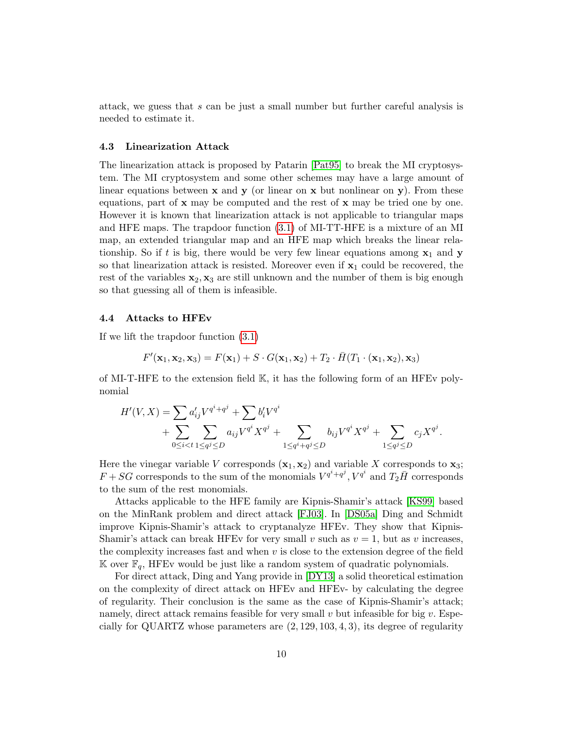attack, we guess that $s$ can be just a small number but further careful analysis is needed to estimate it.

### 4.3 Linearization Attack

The linearization attack is proposed by Patarin [Pat95] to break the MI cryptosystem. The MI cryptosystem and some other schemes may have a large amount of linear equations between $\mathbf{x}$ and $\mathbf{y}$ (or linear on $\mathbf{x}$ but nonlinear on $\mathbf{y}$). From these equations, part of $\mathbf{x}$ may be computed and the rest of $\mathbf{x}$ may be tried one by one. However it is known that linearization attack is not applicable to triangular maps and HFE maps. The trapdoor function (3.1) of MI-TT-HFE is a mixture of an MI map, an extended triangular map and an HFE map which breaks the linear relationship. So if $t$ is big, there would be very few linear equations among $\mathbf{x}_1$ and $\mathbf{y}$ so that linearization attack is resisted. Moreover even if $\mathbf{x}_1$ could be recovered, the rest of the variables $\mathbf{x}_2, \mathbf{x}_3$ are still unknown and the number of them is big enough so that guessing all of them is infeasible.

### 4.4 Attacks to HFEv

If we lift the trapdoor function (3.1)

$$F'(\mathbf{x}_1, \mathbf{x}_2, \mathbf{x}_3) = F(\mathbf{x}_1) + S \cdot G(\mathbf{x}_1, \mathbf{x}_2) + T_2 \cdot \bar{H}(T_1 \cdot (\mathbf{x}_1, \mathbf{x}_2), \mathbf{x}_3)$$

of MI-T-HFE to the extension field $\mathbb{K}$, it has the following form of an HFEv polynomial

$$\begin{aligned} H'(V, X) = &\sum a'_{ij} V^{q^i + q^j} + \sum b'_i V^{q^i} \\ &+ \sum_{0 \le i < t} \sum_{1 \le q^j \le D} a_{ij} V^{q^i} X^{q^j} + \sum_{1 \le q^i + q^j \le D} b_{ij} V^{q^i} X^{q^j} + \sum_{1 \le q^j \le D} c_j X^{q^j}. \end{aligned}$$

Here the vinegar variable $V$ corresponds $(\mathbf{x}_1, \mathbf{x}_2)$ and variable $X$ corresponds to $\mathbf{x}_3$; $F + SG$ corresponds to the sum of the monomials $V^{q^i + q^j}, V^{q^i}$ and $T_2 \bar{H}$ corresponds to the sum of the rest monomials.

Attacks applicable to the HFE family are Kipnis-Shamir's attack [KS99] based on the MinRank problem and direct attack [FJ03]. In [DS05a] Ding and Schmidt improve Kipnis-Shamir's attack to cryptanalyze HFEv. They show that Kipnis-Shamir's attack can break HFEv for very small $v$ such as $v = 1$, but as $v$ increases, the complexity increases fast and when $v$ is close to the extension degree of the field $\mathbb{K}$ over $\mathbb{F}_q$, HFEv would be just like a random system of quadratic polynomials.

For direct attack, Ding and Yang provide in [DY13] a solid theoretical estimation on the complexity of direct attack on HFEv and HFEv- by calculating the degree of regularity. Their conclusion is the same as the case of Kipnis-Shamir's attack; namely, direct attack remains feasible for very small $v$ but infeasible for big $v$. Especially for QUARTZ whose parameters are $(2, 129, 103, 4, 3)$, its degree of regularity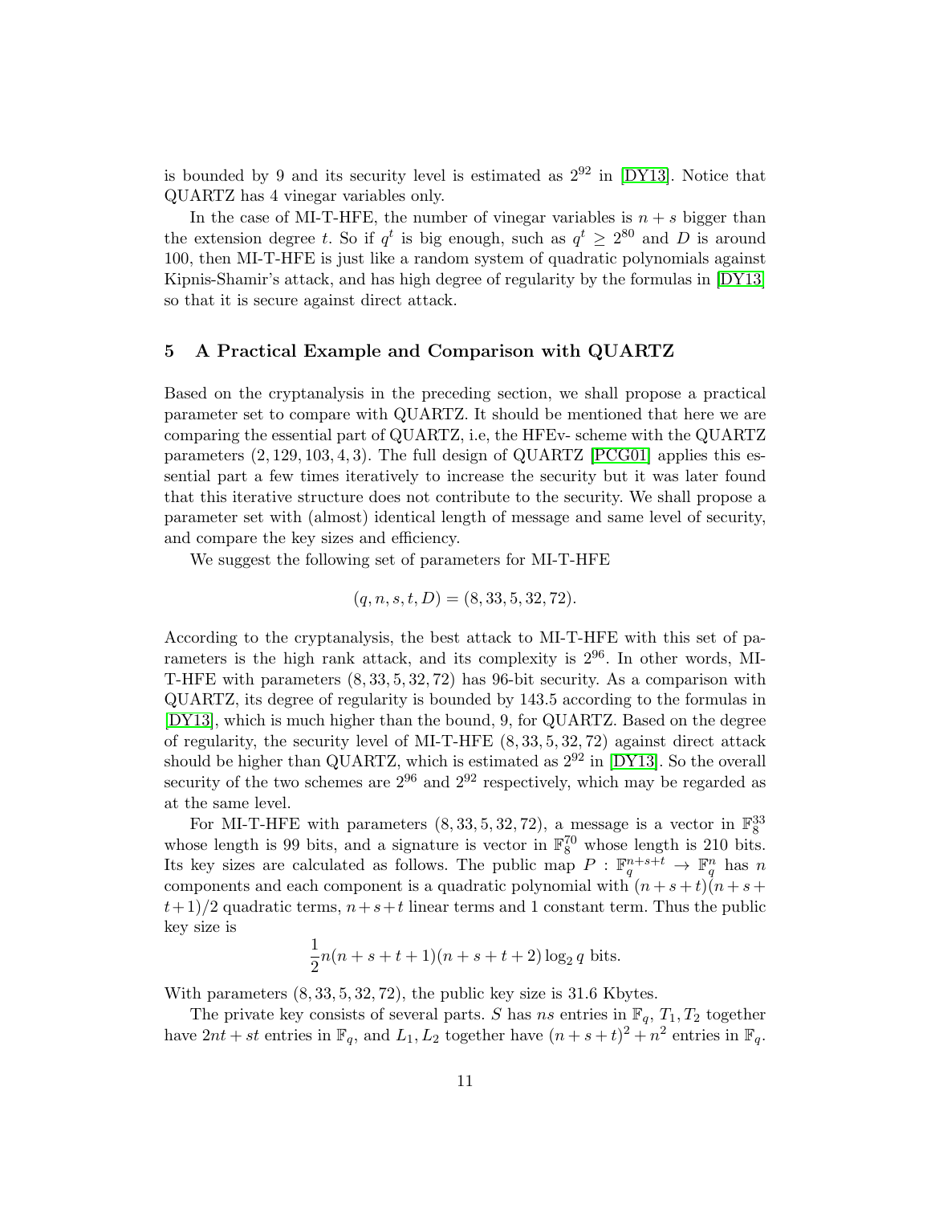is bounded by 9 and its security level is estimated as $2^{92}$ in [DY13]. Notice that QUARTZ has 4 vinegar variables only.

In the case of MI-T-HFE, the number of vinegar variables is $n + s$ bigger than the extension degree $t$. So if $q^t$ is big enough, such as $q^t \geq 2^{80}$ and $D$ is around 100, then MI-T-HFE is just like a random system of quadratic polynomials against Kipnis-Shamir's attack, and has high degree of regularity by the formulas in [DY13] so that it is secure against direct attack.

## 5 A Practical Example and Comparison with QUARTZ

Based on the cryptanalysis in the preceding section, we shall propose a practical parameter set to compare with QUARTZ. It should be mentioned that here we are comparing the essential part of QUARTZ, i.e, the HFEv- scheme with the QUARTZ parameters $(2, 129, 103, 4, 3)$. The full design of QUARTZ [PCG01] applies this essential part a few times iteratively to increase the security but it was later found that this iterative structure does not contribute to the security. We shall propose a parameter set with (almost) identical length of message and same level of security, and compare the key sizes and efficiency.

We suggest the following set of parameters for MI-T-HFE

$$(q, n, s, t, D) = (8, 33, 5, 32, 72).$$

According to the cryptanalysis, the best attack to MI-T-HFE with this set of parameters is the high rank attack, and its complexity is $2^{96}$. In other words, MI-T-HFE with parameters $(8, 33, 5, 32, 72)$ has 96-bit security. As a comparison with QUARTZ, its degree of regularity is bounded by 143.5 according to the formulas in [DY13], which is much higher than the bound, 9, for QUARTZ. Based on the degree of regularity, the security level of MI-T-HFE $(8, 33, 5, 32, 72)$ against direct attack should be higher than QUARTZ, which is estimated as $2^{92}$ in [DY13]. So the overall security of the two schemes are $2^{96}$ and $2^{92}$ respectively, which may be regarded as at the same level.

For MI-T-HFE with parameters $(8, 33, 5, 32, 72)$, a message is a vector in $\mathbb{F}_8^{33}$ whose length is 99 bits, and a signature is vector in $\mathbb{F}_8^{70}$ whose length is 210 bits. Its key sizes are calculated as follows. The public map $P : \mathbb{F}_q^{n+s+t} \to \mathbb{F}_q^n$ has $n$ components and each component is a quadratic polynomial with $(n+s+t)(n+s+t+1)/2$ quadratic terms, $n+s+t$ linear terms and 1 constant term. Thus the public key size is

$$\frac{1}{2}n(n+s+t+1)(n+s+t+2)\log_2 q \text{ bits.}$$

With parameters $(8, 33, 5, 32, 72)$, the public key size is 31.6 Kbytes.

The private key consists of several parts. $S$ has $ns$ entries in $\mathbb{F}_q$, $T_1, T_2$ together have $2nt + st$ entries in $\mathbb{F}_q$, and $L_1, L_2$ together have $(n+s+t)^2 + n^2$ entries in $\mathbb{F}_q$.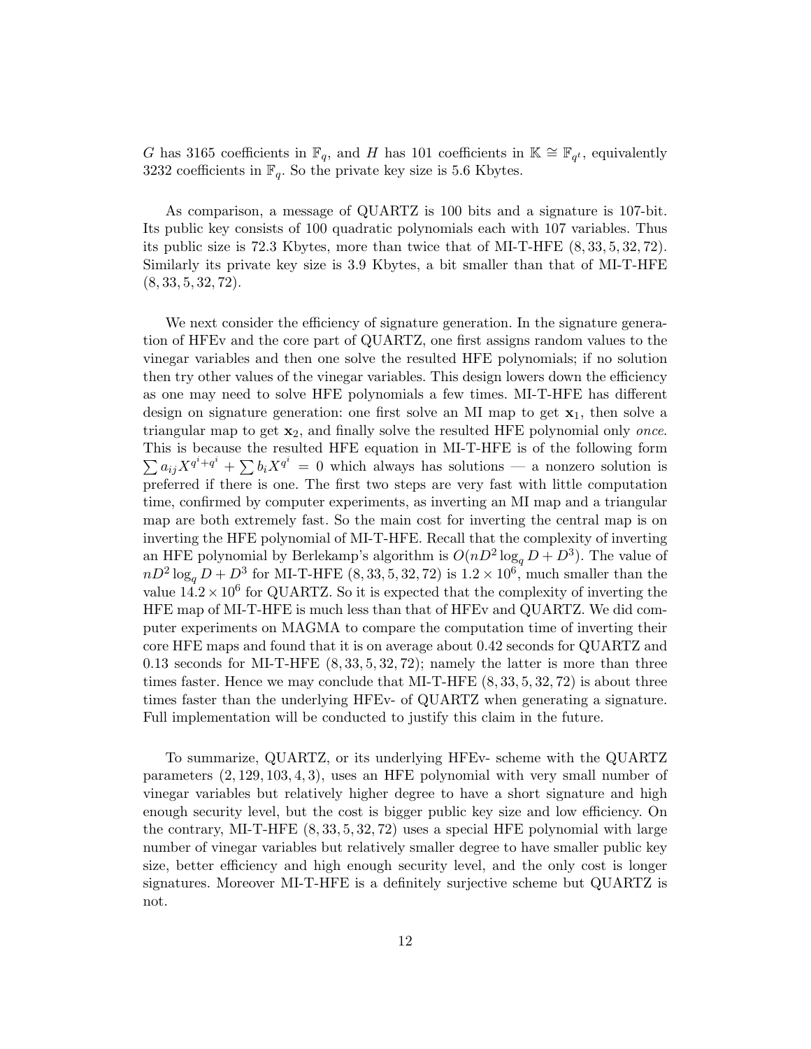$G$ has 3165 coefficients in $\mathbb{F}_q$, and $H$ has 101 coefficients in $\mathbb{K} \cong \mathbb{F}_{q^t}$, equivalently 3232 coefficients in $\mathbb{F}_q$. So the private key size is 5.6 Kbytes.

As comparison, a message of QUARTZ is 100 bits and a signature is 107-bit. Its public key consists of 100 quadratic polynomials each with 107 variables. Thus its public size is 72.3 Kbytes, more than twice that of MI-T-HFE $(8, 33, 5, 32, 72)$. Similarly its private key size is 3.9 Kbytes, a bit smaller than that of MI-T-HFE $(8, 33, 5, 32, 72)$.

We next consider the efficiency of signature generation. In the signature generation of HFEv and the core part of QUARTZ, one first assigns random values to the vinegar variables and then one solve the resulted HFE polynomials; if no solution then try other values of the vinegar variables. This design lowers down the efficiency as one may need to solve HFE polynomials a few times. MI-T-HFE has different design on signature generation: one first solve an MI map to get $\mathbf{x}_1$, then solve a triangular map to get $\mathbf{x}_2$, and finally solve the resulted HFE polynomial only *once*. This is because the resulted HFE equation in MI-T-HFE is of the following form $\sum a_{ij} X^{q^i+q^i} + \sum b_i X^{q^i} = 0$ which always has solutions — a nonzero solution is preferred if there is one. The first two steps are very fast with little computation time, confirmed by computer experiments, as inverting an MI map and a triangular map are both extremely fast. So the main cost for inverting the central map is on inverting the HFE polynomial of MI-T-HFE. Recall that the complexity of inverting an HFE polynomial by Berlekamp's algorithm is $O(nD^2 \log_q D + D^3)$. The value of $nD^2 \log_q D + D^3$ for MI-T-HFE $(8, 33, 5, 32, 72)$ is $1.2 \times 10^6$, much smaller than the value $14.2 \times 10^6$ for QUARTZ. So it is expected that the complexity of inverting the HFE map of MI-T-HFE is much less than that of HFEv and QUARTZ. We did computer experiments on MAGMA to compare the computation time of inverting their core HFE maps and found that it is on average about 0.42 seconds for QUARTZ and 0.13 seconds for MI-T-HFE $(8, 33, 5, 32, 72)$; namely the latter is more than three times faster. Hence we may conclude that MI-T-HFE $(8, 33, 5, 32, 72)$ is about three times faster than the underlying HFEv- of QUARTZ when generating a signature. Full implementation will be conducted to justify this claim in the future.

To summarize, QUARTZ, or its underlying HFEv- scheme with the QUARTZ parameters $(2, 129, 103, 4, 3)$, uses an HFE polynomial with very small number of vinegar variables but relatively higher degree to have a short signature and high enough security level, but the cost is bigger public key size and low efficiency. On the contrary, MI-T-HFE $(8, 33, 5, 32, 72)$ uses a special HFE polynomial with large number of vinegar variables but relatively smaller degree to have smaller public key size, better efficiency and high enough security level, and the only cost is longer signatures. Moreover MI-T-HFE is a definitely surjective scheme but QUARTZ is not.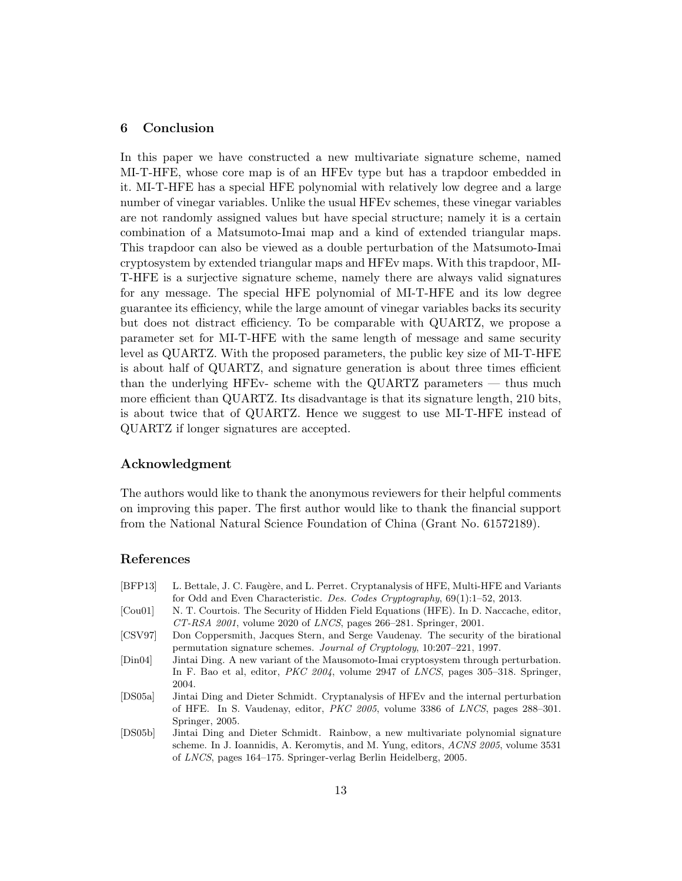## 6 Conclusion

In this paper we have constructed a new multivariate signature scheme, named MI-T-HFE, whose core map is of an HFEv type but has a trapdoor embedded in it. MI-T-HFE has a special HFE polynomial with relatively low degree and a large number of vinegar variables. Unlike the usual HFEv schemes, these vinegar variables are not randomly assigned values but have special structure; namely it is a certain combination of a Matsumoto-Imai map and a kind of extended triangular maps. This trapdoor can also be viewed as a double perturbation of the Matsumoto-Imai cryptosystem by extended triangular maps and HFEv maps. With this trapdoor, MI-T-HFE is a surjective signature scheme, namely there are always valid signatures for any message. The special HFE polynomial of MI-T-HFE and its low degree guarantee its efficiency, while the large amount of vinegar variables backs its security but does not distract efficiency. To be comparable with QUARTZ, we propose a parameter set for MI-T-HFE with the same length of message and same security level as QUARTZ. With the proposed parameters, the public key size of MI-T-HFE is about half of QUARTZ, and signature generation is about three times efficient than the underlying HFEv- scheme with the QUARTZ parameters — thus much more efficient than QUARTZ. Its disadvantage is that its signature length, 210 bits, is about twice that of QUARTZ. Hence we suggest to use MI-T-HFE instead of QUARTZ if longer signatures are accepted.

## Acknowledgment

The authors would like to thank the anonymous reviewers for their helpful comments on improving this paper. The first author would like to thank the financial support from the National Natural Science Foundation of China (Grant No. 61572189).

## References

- [BFP13] L. Bettale, J. C. Faugère, and L. Perret. Cryptanalysis of HFE, Multi-HFE and Variants for Odd and Even Characteristic. *Des. Codes Cryptography*, 69(1):1–52, 2013.
- [Cou01] N. T. Courtois. The Security of Hidden Field Equations (HFE). In D. Naccache, editor, *CT-RSA 2001*, volume 2020 of *LNCS*, pages 266–281. Springer, 2001.
- [CSV97] Don Coppersmith, Jacques Stern, and Serge Vaudenay. The security of the birational permutation signature schemes. *Journal of Cryptology*, 10:207–221, 1997.
- [Din04] Jintai Ding. A new variant of the Mausomoto-Imai cryptosystem through perturbation. In F. Bao et al, editor, *PKC 2004*, volume 2947 of *LNCS*, pages 305–318. Springer, 2004.
- [DS05a] Jintai Ding and Dieter Schmidt. Cryptanalysis of HFEv and the internal perturbation of HFE. In S. Vaudenay, editor, *PKC 2005*, volume 3386 of *LNCS*, pages 288–301. Springer, 2005.
- [DS05b] Jintai Ding and Dieter Schmidt. Rainbow, a new multivariate polynomial signature scheme. In J. Ioannidis, A. Keromytis, and M. Yung, editors, *ACNS 2005*, volume 3531 of *LNCS*, pages 164–175. Springer-verlag Berlin Heidelberg, 2005.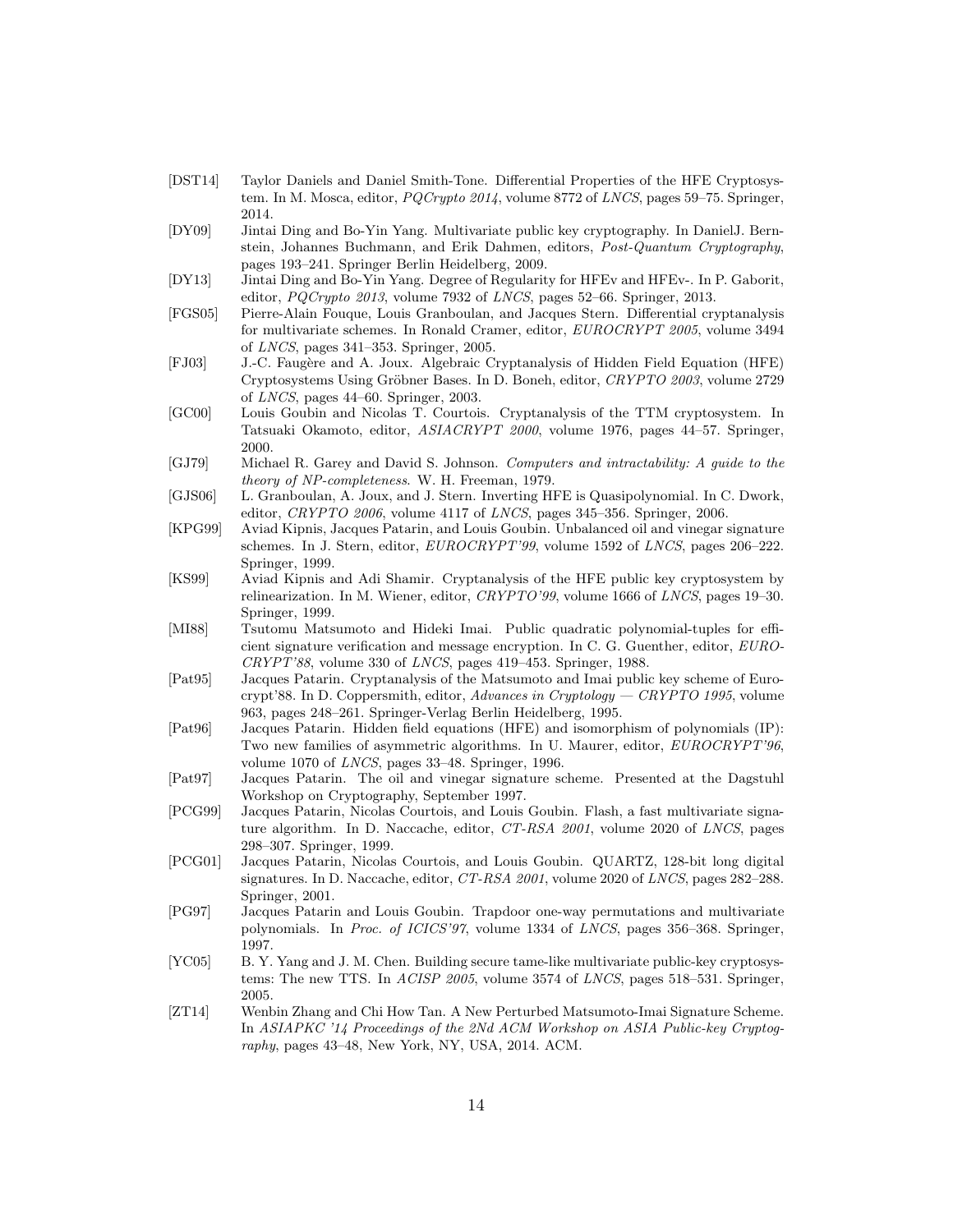[DST14] Taylor Daniels and Daniel Smith-Tone. Differential Properties of the HFE Cryptosystem. In M. Mosca, editor, *PQCrypto 2014*, volume 8772 of *LNCS*, pages 59–75. Springer, 2014.

[DY09] Jintai Ding and Bo-Yin Yang. Multivariate public key cryptography. In DanielJ. Bernstein, Johannes Buchmann, and Erik Dahmen, editors, *Post-Quantum Cryptography*, pages 193–241. Springer Berlin Heidelberg, 2009.

[DY13] Jintai Ding and Bo-Yin Yang. Degree of Regularity for HFEv and HFEv-. In P. Gaborit, editor, *PQCrypto 2013*, volume 7932 of *LNCS*, pages 52–66. Springer, 2013.

[FGS05] Pierre-Alain Fouque, Louis Granboulan, and Jacques Stern. Differential cryptanalysis for multivariate schemes. In Ronald Cramer, editor, *EUROCRYPT 2005*, volume 3494 of *LNCS*, pages 341–353. Springer, 2005.

[FJ03] J.-C. Faugère and A. Joux. Algebraic Cryptanalysis of Hidden Field Equation (HFE) Cryptosystems Using Gröbner Bases. In D. Boneh, editor, *CRYPTO 2003*, volume 2729 of *LNCS*, pages 44–60. Springer, 2003.

[GC00] Louis Goubin and Nicolas T. Courtois. Cryptanalysis of the TTM cryptosystem. In Tatsuaki Okamoto, editor, *ASIACRYPT 2000*, volume 1976, pages 44–57. Springer, 2000.

[GJ79] Michael R. Garey and David S. Johnson. *Computers and intractability: A guide to the theory of NP-completeness*. W. H. Freeman, 1979.

[GJS06] L. Granboulan, A. Joux, and J. Stern. Inverting HFE is Quasipolynomial. In C. Dwork, editor, *CRYPTO 2006*, volume 4117 of *LNCS*, pages 345–356. Springer, 2006.

[KPG99] Aviad Kipnis, Jacques Patarin, and Louis Goubin. Unbalanced oil and vinegar signature schemes. In J. Stern, editor, *EUROCRYPT'99*, volume 1592 of *LNCS*, pages 206–222. Springer, 1999.

[KS99] Aviad Kipnis and Adi Shamir. Cryptanalysis of the HFE public key cryptosystem by relinearization. In M. Wiener, editor, *CRYPTO'99*, volume 1666 of *LNCS*, pages 19–30. Springer, 1999.

[MI88] Tsutomu Matsumoto and Hideki Imai. Public quadratic polynomial-tuples for efficient signature verification and message encryption. In C. G. Guenther, editor, *EUROCRYPT'88*, volume 330 of *LNCS*, pages 419–453. Springer, 1988.

[Pat95] Jacques Patarin. Cryptanalysis of the Matsumoto and Imai public key scheme of Eurocrypt'88. In D. Coppersmith, editor, *Advances in Cryptology — CRYPTO 1995*, volume 963, pages 248–261. Springer-Verlag Berlin Heidelberg, 1995.

[Pat96] Jacques Patarin. Hidden field equations (HFE) and isomorphism of polynomials (IP): Two new families of asymmetric algorithms. In U. Maurer, editor, *EUROCRYPT'96*, volume 1070 of *LNCS*, pages 33–48. Springer, 1996.

[Pat97] Jacques Patarin. The oil and vinegar signature scheme. Presented at the Dagstuhl Workshop on Cryptography, September 1997.

[PCG99] Jacques Patarin, Nicolas Courtois, and Louis Goubin. Flash, a fast multivariate signature algorithm. In D. Naccache, editor, *CT-RSA 2001*, volume 2020 of *LNCS*, pages 298–307. Springer, 1999.

[PCG01] Jacques Patarin, Nicolas Courtois, and Louis Goubin. QUARTZ, 128-bit long digital signatures. In D. Naccache, editor, *CT-RSA 2001*, volume 2020 of *LNCS*, pages 282–288. Springer, 2001.

[PG97] Jacques Patarin and Louis Goubin. Trapdoor one-way permutations and multivariate polynomials. In *Proc. of ICICS'97*, volume 1334 of *LNCS*, pages 356–368. Springer, 1997.

[YC05] B. Y. Yang and J. M. Chen. Building secure tame-like multivariate public-key cryptosystems: The new TTS. In *ACISP 2005*, volume 3574 of *LNCS*, pages 518–531. Springer, 2005.

[ZT14] Wenbin Zhang and Chi How Tan. A New Perturbed Matsumoto-Imai Signature Scheme. In *ASIAPKC '14 Proceedings of the 2Nd ACM Workshop on ASIA Public-key Cryptography*, pages 43–48, New York, NY, USA, 2014. ACM.